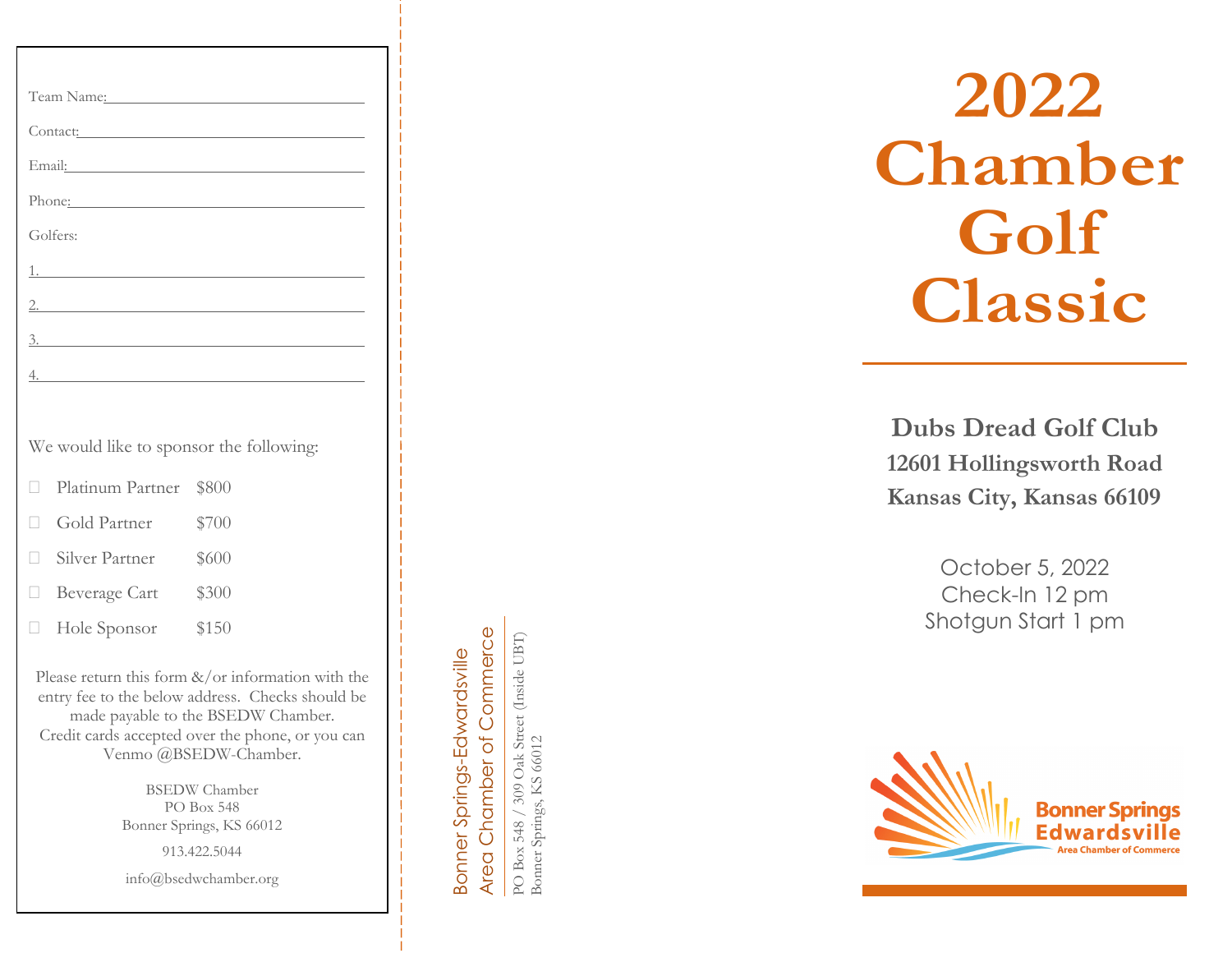Team Name: ______________________________

Contact: ______________________________

Email: ______________________________

Phone: ______________________________

Golfers:

1. ______________________________
2. ______________________________
3. ______________________________
4. ______________________________

We would like to sponsor the following:

- ☐ Platinum Partner $800
- ☐ Gold Partner $700
- ☐ Silver Partner $600
- ☐ Beverage Cart $300
- ☐ Hole Sponsor $150

Please return this form &/or information with the entry fee to the below address. Checks should be made payable to the BSEDW Chamber. Credit cards accepted over the phone, or you can Venmo @BSEDW-Chamber.

BSEDW Chamber
PO Box 548
Bonner Springs, KS 66012

913.422.5044

info@bsedwchamber.org

Bonner Springs-Edwardsville
Area Chamber of Commerce

PO Box 548 / 309 Oak Street (Inside UBT)
Bonner Springs, KS 66012

# 2022 Chamber Golf Classic

**Dubs Dread Golf Club**
**12601 Hollingsworth Road**
**Kansas City, Kansas 66109**

October 5, 2022
Check-In 12 pm
Shotgun Start 1 pm

Bonner Springs Edwardsville
Area Chamber of Commerce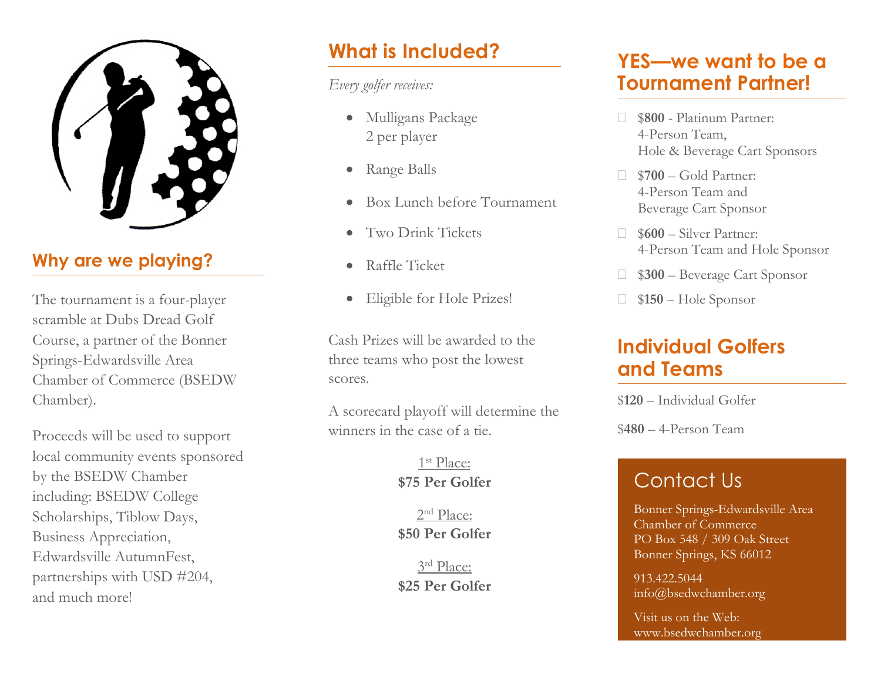## Why are we playing?

The tournament is a four-player scramble at Dubs Dread Golf Course, a partner of the Bonner Springs-Edwardsville Area Chamber of Commerce (BSEDW Chamber).

Proceeds will be used to support local community events sponsored by the BSEDW Chamber including: BSEDW College Scholarships, Tiblow Days, Business Appreciation, Edwardsville AutumnFest, partnerships with USD #204, and much more!

## What is Included?

*Every golfer receives:*

- Mulligans Package
  2 per player
- Range Balls
- Box Lunch before Tournament
- Two Drink Tickets
- Raffle Ticket
- Eligible for Hole Prizes!

Cash Prizes will be awarded to the three teams who post the lowest scores.

A scorecard playoff will determine the winners in the case of a tie.

1st Place:
**$75 Per Golfer**

2nd Place:
**$50 Per Golfer**

3rd Place:
**$25 Per Golfer**

## YES—we want to be a Tournament Partner!

- ☐ $**800** - Platinum Partner:
  4-Person Team,
  Hole & Beverage Cart Sponsors
- ☐ $**700** – Gold Partner:
  4-Person Team and
  Beverage Cart Sponsor
- ☐ $**600** – Silver Partner:
  4-Person Team and Hole Sponsor
- ☐ $**300** – Beverage Cart Sponsor
- ☐ $**150** – Hole Sponsor

## Individual Golfers and Teams

$**120** – Individual Golfer

$**480** – 4-Person Team

## Contact Us

Bonner Springs-Edwardsville Area Chamber of Commerce
PO Box 548 / 309 Oak Street
Bonner Springs, KS 66012

913.422.5044
info@bsedwchamber.org

Visit us on the Web:
www.bsedwchamber.org